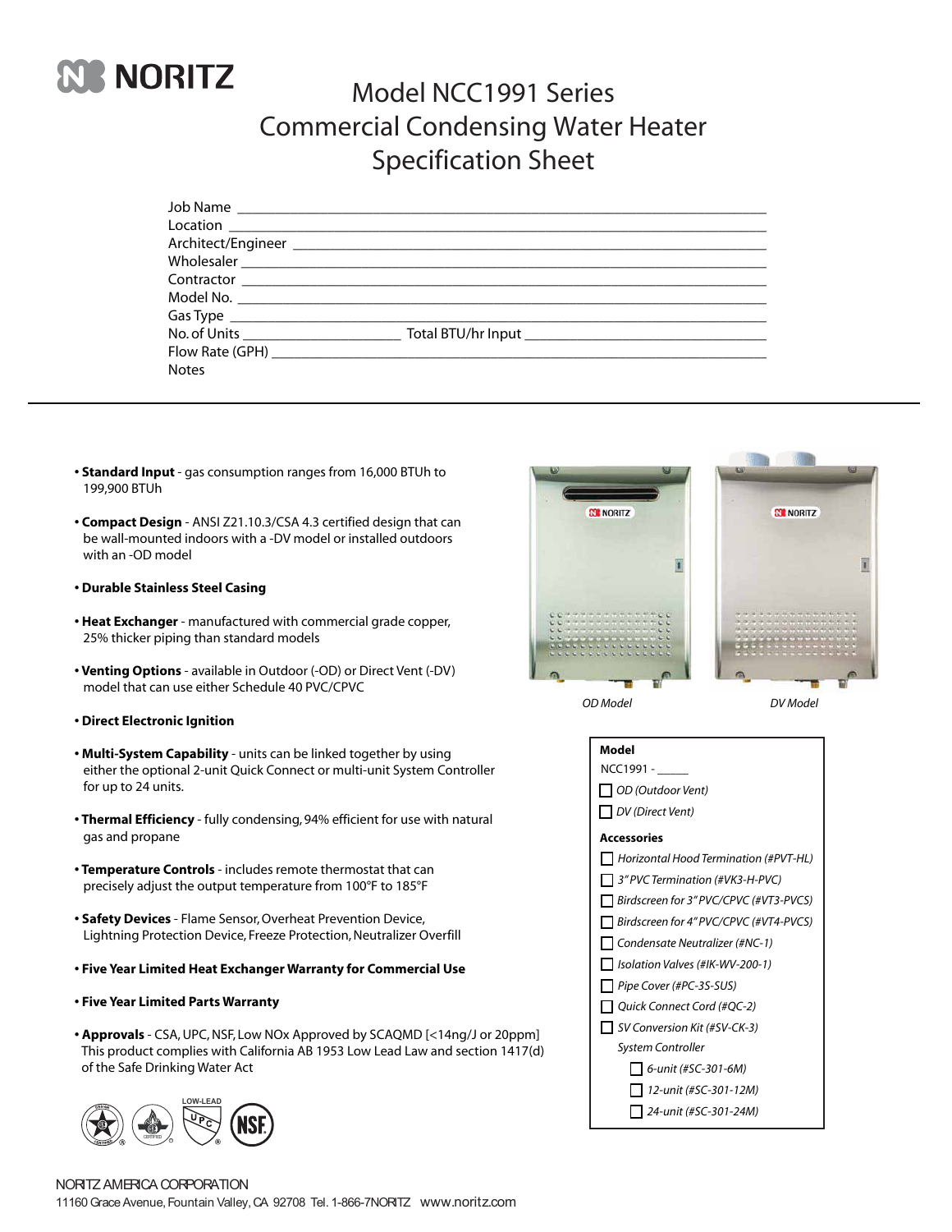# Model NCC1991 Series Commercial Condensing Water Heater Specification Sheet

Job Name ___________________________________________

Location ___________________________________________

Architect/Engineer ___________________________________________

Wholesaler ___________________________________________

Contractor ___________________________________________

Model No. ___________________________________________

Gas Type ___________________________________________

No. of Units ______________ Total BTU/hr Input ______________________

Flow Rate (GPH) ___________________________________________

Notes

---

- **Standard Input** - gas consumption ranges from 16,000 BTUh to 199,900 BTUh
- **Compact Design** - ANSI Z21.10.3/CSA 4.3 certified design that can be wall-mounted indoors with a -DV model or installed outdoors with an -OD model
- **Durable Stainless Steel Casing**
- **Heat Exchanger** - manufactured with commercial grade copper, 25% thicker piping than standard models
- **Venting Options** - available in Outdoor (-OD) or Direct Vent (-DV) model that can use either Schedule 40 PVC/CPVC
- **Direct Electronic Ignition**
- **Multi-System Capability** - units can be linked together by using either the optional 2-unit Quick Connect or multi-unit System Controller for up to 24 units.
- **Thermal Efficiency** - fully condensing, 94% efficient for use with natural gas and propane
- **Temperature Controls** - includes remote thermostat that can precisely adjust the output temperature from 100°F to 185°F
- **Safety Devices** - Flame Sensor, Overheat Prevention Device, Lightning Protection Device, Freeze Protection, Neutralizer Overfill
- **Five Year Limited Heat Exchanger Warranty for Commercial Use**
- **Five Year Limited Parts Warranty**
- **Approvals** - CSA, UPC, NSF, Low NOx Approved by SCAQMD [<14ng/J or 20ppm] This product complies with California AB 1953 Low Lead Law and section 1417(d) of the Safe Drinking Water Act

*OD Model* *DV Model*

**Model**

NCC1991 - _____

- ☐ *OD (Outdoor Vent)*
- ☐ *DV (Direct Vent)*

**Accessories**

- ☐ *Horizontal Hood Termination (#PVT-HL)*
- ☐ *3" PVC Termination (#VK3-H-PVC)*
- ☐ *Birdscreen for 3" PVC/CPVC (#VT3-PVCS)*
- ☐ *Birdscreen for 4" PVC/CPVC (#VT4-PVCS)*
- ☐ *Condensate Neutralizer (#NC-1)*
- ☐ *Isolation Valves (#IK-WV-200-1)*
- ☐ *Pipe Cover (#PC-3S-SUS)*
- ☐ *Quick Connect Cord (#QC-2)*
- ☐ *SV Conversion Kit (#SV-CK-3)*

*System Controller*

- ☐ *6-unit (#SC-301-6M)*
- ☐ *12-unit (#SC-301-12M)*
- ☐ *24-unit (#SC-301-24M)*

NORITZ AMERICA CORPORATION
11160 Grace Avenue, Fountain Valley, CA 92708 Tel. 1-866-7NORITZ www.noritz.com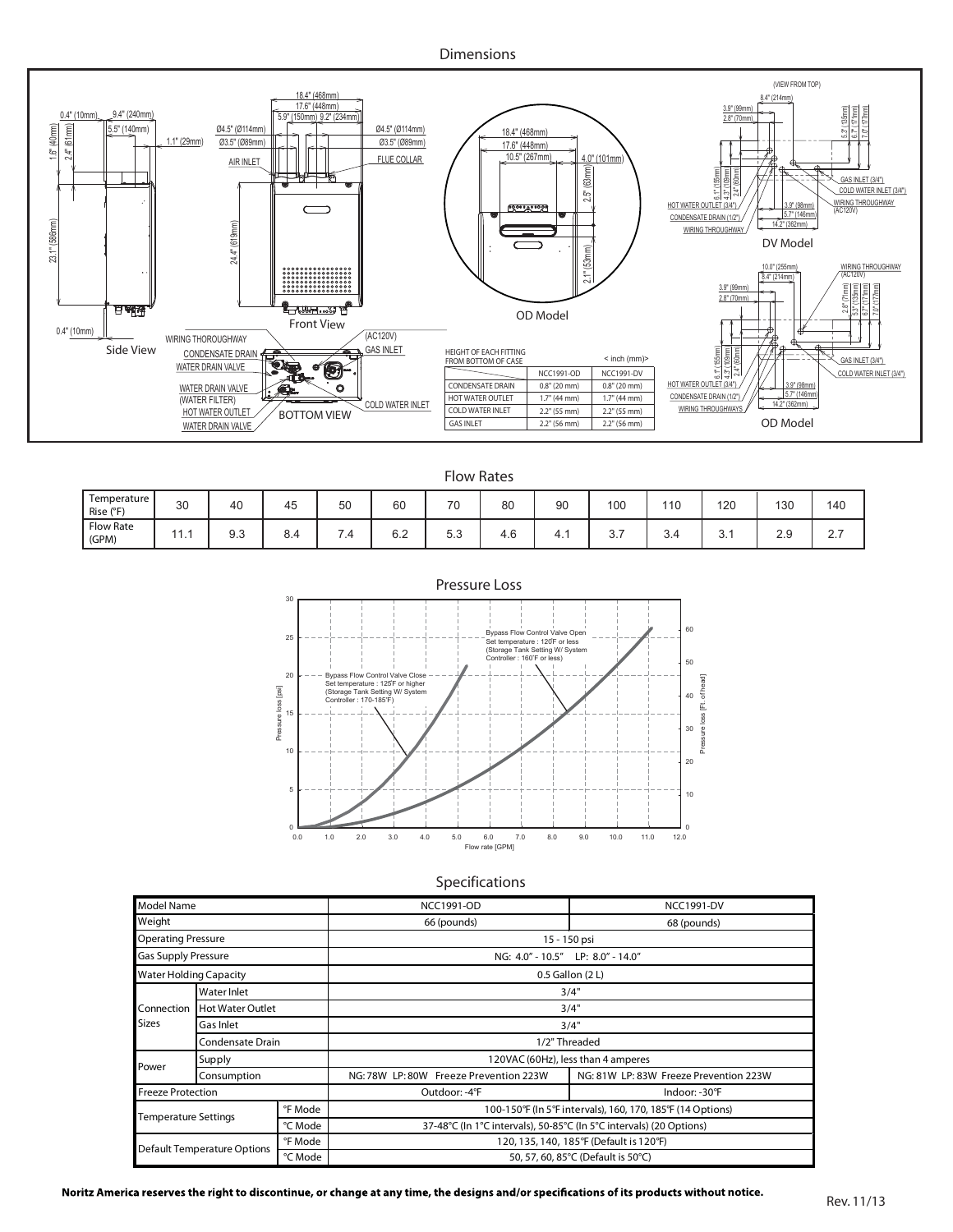## Dimensions

Side View

0.4" (10mm)
9.4" (240mm)
5.5" (140mm)
1.1" (29mm)
1.6" (40mm)
2.4" (61mm)
23.1" (586mm)
0.4" (10mm)

Front View

18.4" (468mm)
17.6" (448mm)
5.9" (150mm)
9.2" (234mm)
Ø4.5" (Ø114mm)
Ø3.5" (Ø89mm)
Ø4.5" (Ø114mm)
Ø3.5" (Ø89mm)
AIR INLET
FLUE COLLAR
24.4" (619mm)

OD Model

18.4" (468mm)
17.6" (448mm)
10.5" (267mm)
4.0" (101mm)
2.5" (63mm)
2.1" (53mm)

BOTTOM VIEW

WIRING THOROUGHWAY
CONDENSATE DRAIN
WATER DRAIN VALVE
WATER DRAIN VALVE (WATER FILTER)
HOT WATER OUTLET
WATER DRAIN VALVE
(AC120V)
GAS INLET
COLD WATER INLET

HEIGHT OF EACH FITTING FROM BOTTOM OF CASE < inch (mm)>

| | NCC1991-OD | NCC1991-DV |
|---|---|---|
| CONDENSATE DRAIN | 0.8" (20 mm) | 0.8" (20 mm) |
| HOT WATER OUTLET | 1.7" (44 mm) | 1.7" (44 mm) |
| COLD WATER INLET | 2.2" (55 mm) | 2.2" (55 mm) |
| GAS INLET | 2.2" (56 mm) | 2.2" (56 mm) |

DV Model

(VIEW FROM TOP)
8.4" (214mm)
3.9" (99mm)
2.8" (70mm)
5.3" (135mm)
6.7" (171mm)
7.0" (177mm)
6.1" (155mm)
4.3" (109mm)
2.4" (60mm)
GAS INLET (3/4")
COLD WATER INLET (3/4")
WIRING THROUGHWAY (AC120V)
HOT WATER OUTLET (3/4")
CONDENSATE DRAIN (1/2")
WIRING THROUGHWAY
3.9" (98mm)
5.7" (146mm)
14.2" (362mm)

OD Model

10.0" (255mm)
8.4" (214mm)
WIRING THROUGHWAY (AC120V)
3.9" (99mm)
2.8" (70mm)
2.8" (71mm)
5.3" (135mm)
6.7" (171mm)
7.0" (177mm)
6.1" (155mm)
4.3" (109mm)
2.4" (60mm)
GAS INLET (3/4")
COLD WATER INLET (3/4")
HOT WATER OUTLET (3/4")
CONDENSATE DRAIN (1/2")
WIRING THROUGHWAYS
3.9" (98mm)
5.7" (146mm)
14.2" (362mm)

## Flow Rates

| Temperature Rise (°F) | 30 | 40 | 45 | 50 | 60 | 70 | 80 | 90 | 100 | 110 | 120 | 130 | 140 |
|---|---|---|---|---|---|---|---|---|---|---|---|---|---|
| Flow Rate (GPM) | 11.1 | 9.3 | 8.4 | 7.4 | 6.2 | 5.3 | 4.6 | 4.1 | 3.7 | 3.4 | 3.1 | 2.9 | 2.7 |

## Pressure Loss

Pressure loss [psi]
0
5
10
15
20
25
30

Pressure loss [Ft. of head]
0
10
20
30
40
50
60

Flow rate [GPM]
0.0 1.0 2.0 3.0 4.0 5.0 6.0 7.0 8.0 9.0 10.0 11.0 12.0

Bypass Flow Control Valve Close
Set temperature : 125°F or higher
(Storage Tank Setting W/ System Controller : 170-185°F)

Bypass Flow Control Valve Open
Set temperature : 120°F or less
(Storage Tank Setting W/ System Controller : 160°F or less)

## Specifications

| Model Name | | | NCC1991-OD | NCC1991-DV |
|---|---|---|---|---|
| Weight | | | 66 (pounds) | 68 (pounds) |
| Operating Pressure | | | 15 - 150 psi | |
| Gas Supply Pressure | | | NG: 4.0" - 10.5" LP: 8.0" - 14.0" | |
| Water Holding Capacity | | | 0.5 Gallon (2 L) | |
| Connection Sizes | Water Inlet | | 3/4" | |
| | Hot Water Outlet | | 3/4" | |
| | Gas Inlet | | 3/4" | |
| | Condensate Drain | | 1/2" Threaded | |
| Power | Supply | | 120VAC (60Hz), less than 4 amperes | |
| | Consumption | | NG: 78W LP: 80W Freeze Prevention 223W | NG: 81W LP: 83W Freeze Prevention 223W |
| Freeze Protection | | | Outdoor: -4°F | Indoor: -30°F |
| Temperature Settings | | °F Mode | 100-150°F (In 5°F intervals), 160, 170, 185°F (14 Options) | |
| | | °C Mode | 37-48°C (In 1°C intervals), 50-85°C (In 5°C intervals) (20 Options) | |
| Default Temperature Options | | °F Mode | 120, 135, 140, 185°F (Default is 120°F) | |
| | | °C Mode | 50, 57, 60, 85°C (Default is 50°C) | |

**Noritz America reserves the right to discontinue, or change at any time, the designs and/or specifications of its products without notice.**

Rev. 11/13